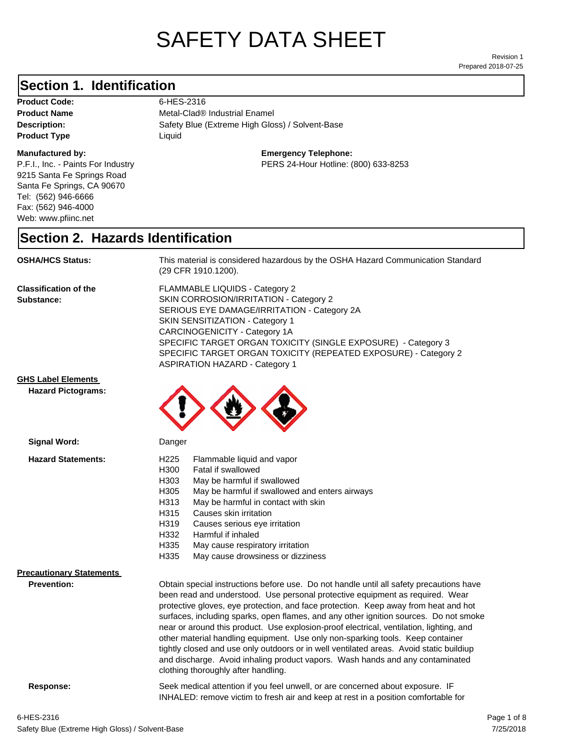# SAFETY DATA SHEET

Revision 1
Prepared 2018-07-25

## Section 1. Identification

**Product Code:** 6-HES-2316
**Product Name** Metal-Clad® Industrial Enamel
**Description:** Safety Blue (Extreme High Gloss) / Solvent-Base
**Product Type** Liquid

**Manufactured by:**
P.F.I., Inc. - Paints For Industry
9215 Santa Fe Springs Road
Santa Fe Springs, CA 90670
Tel: (562) 946-6666
Fax: (562) 946-4000
Web: www.pfiinc.net

**Emergency Telephone:**
PERS 24-Hour Hotline: (800) 633-8253

## Section 2. Hazards Identification

**OSHA/HCS Status:** This material is considered hazardous by the OSHA Hazard Communication Standard (29 CFR 1910.1200).

**Classification of the Substance:**
FLAMMABLE LIQUIDS - Category 2
SKIN CORROSION/IRRITATION - Category 2
SERIOUS EYE DAMAGE/IRRITATION - Category 2A
SKIN SENSITIZATION - Category 1
CARCINOGENICITY - Category 1A
SPECIFIC TARGET ORGAN TOXICITY (SINGLE EXPOSURE) - Category 3
SPECIFIC TARGET ORGAN TOXICITY (REPEATED EXPOSURE) - Category 2
ASPIRATION HAZARD - Category 1

**GHS Label Elements**

**Hazard Pictograms:**

**Signal Word:** Danger

**Hazard Statements:**

| | |
|---|---|
| H225 | Flammable liquid and vapor |
| H300 | Fatal if swallowed |
| H303 | May be harmful if swallowed |
| H305 | May be harmful if swallowed and enters airways |
| H313 | May be harmful in contact with skin |
| H315 | Causes skin irritation |
| H319 | Causes serious eye irritation |
| H332 | Harmful if inhaled |
| H335 | May cause respiratory irritation |
| H335 | May cause drowsiness or dizziness |

**Precautionary Statements**

**Prevention:** Obtain special instructions before use. Do not handle until all safety precautions have been read and understood. Use personal protective equipment as required. Wear protective gloves, eye protection, and face protection. Keep away from heat and hot surfaces, including sparks, open flames, and any other ignition sources. Do not smoke near or around this product. Use explosion-proof electrical, ventilation, lighting, and other material handling equipment. Use only non-sparking tools. Keep container tightly closed and use only outdoors or in well ventilated areas. Avoid static buildiup and discharge. Avoid inhaling product vapors. Wash hands and any contaminated clothing thoroughly after handling.

**Response:** Seek medical attention if you feel unwell, or are concerned about exposure. IF INHALED: remove victim to fresh air and keep at rest in a position comfortable for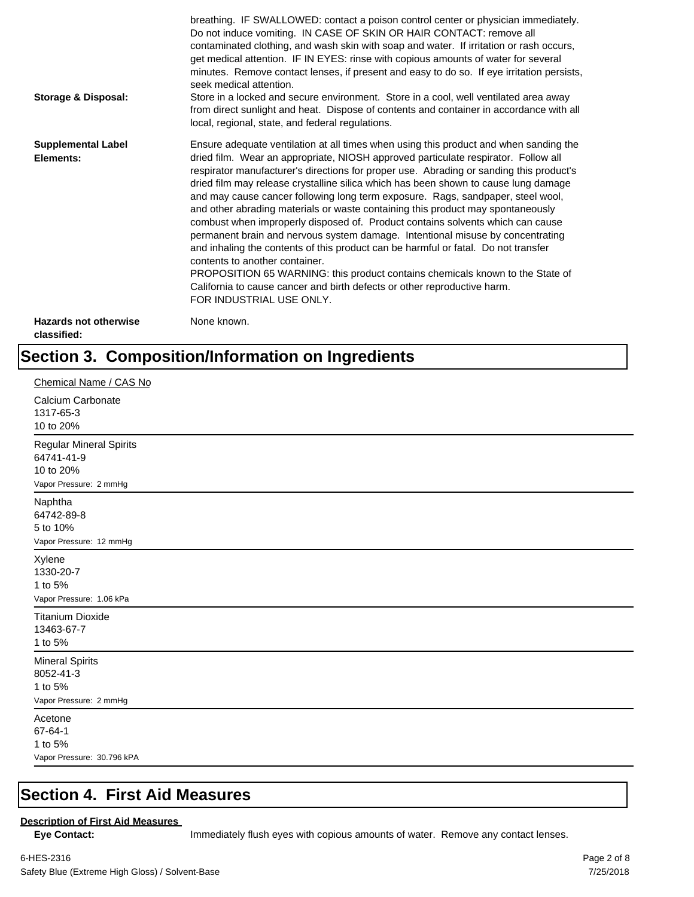breathing. IF SWALLOWED: contact a poison control center or physician immediately. Do not induce vomiting. IN CASE OF SKIN OR HAIR CONTACT: remove all contaminated clothing, and wash skin with soap and water. If irritation or rash occurs, get medical attention. IF IN EYES: rinse with copious amounts of water for several minutes. Remove contact lenses, if present and easy to do so. If eye irritation persists, seek medical attention.

**Storage & Disposal:** Store in a locked and secure environment. Store in a cool, well ventilated area away from direct sunlight and heat. Dispose of contents and container in accordance with all local, regional, state, and federal regulations.

**Supplemental Label Elements:** Ensure adequate ventilation at all times when using this product and when sanding the dried film. Wear an appropriate, NIOSH approved particulate respirator. Follow all respirator manufacturer's directions for proper use. Abrading or sanding this product's dried film may release crystalline silica which has been shown to cause lung damage and may cause cancer following long term exposure. Rags, sandpaper, steel wool, and other abrading materials or waste containing this product may spontaneously combust when improperly disposed of. Product contains solvents which can cause permanent brain and nervous system damage. Intentional misuse by concentrating and inhaling the contents of this product can be harmful or fatal. Do not transfer contents to another container.
PROPOSITION 65 WARNING: this product contains chemicals known to the State of California to cause cancer and birth defects or other reproductive harm.
FOR INDUSTRIAL USE ONLY.

**Hazards not otherwise classified:** None known.

# Section 3. Composition/Information on Ingredients

Chemical Name / CAS No

Calcium Carbonate
1317-65-3
10 to 20%

---

Regular Mineral Spirits
64741-41-9
10 to 20%
Vapor Pressure: 2 mmHg

---

Naphtha
64742-89-8
5 to 10%
Vapor Pressure: 12 mmHg

---

Xylene
1330-20-7
1 to 5%
Vapor Pressure: 1.06 kPa

---

Titanium Dioxide
13463-67-7
1 to 5%

---

Mineral Spirits
8052-41-3
1 to 5%
Vapor Pressure: 2 mmHg

---

Acetone
67-64-1
1 to 5%
Vapor Pressure: 30.796 kPA

---

# Section 4. First Aid Measures

**Description of First Aid Measures**

**Eye Contact:** Immediately flush eyes with copious amounts of water. Remove any contact lenses.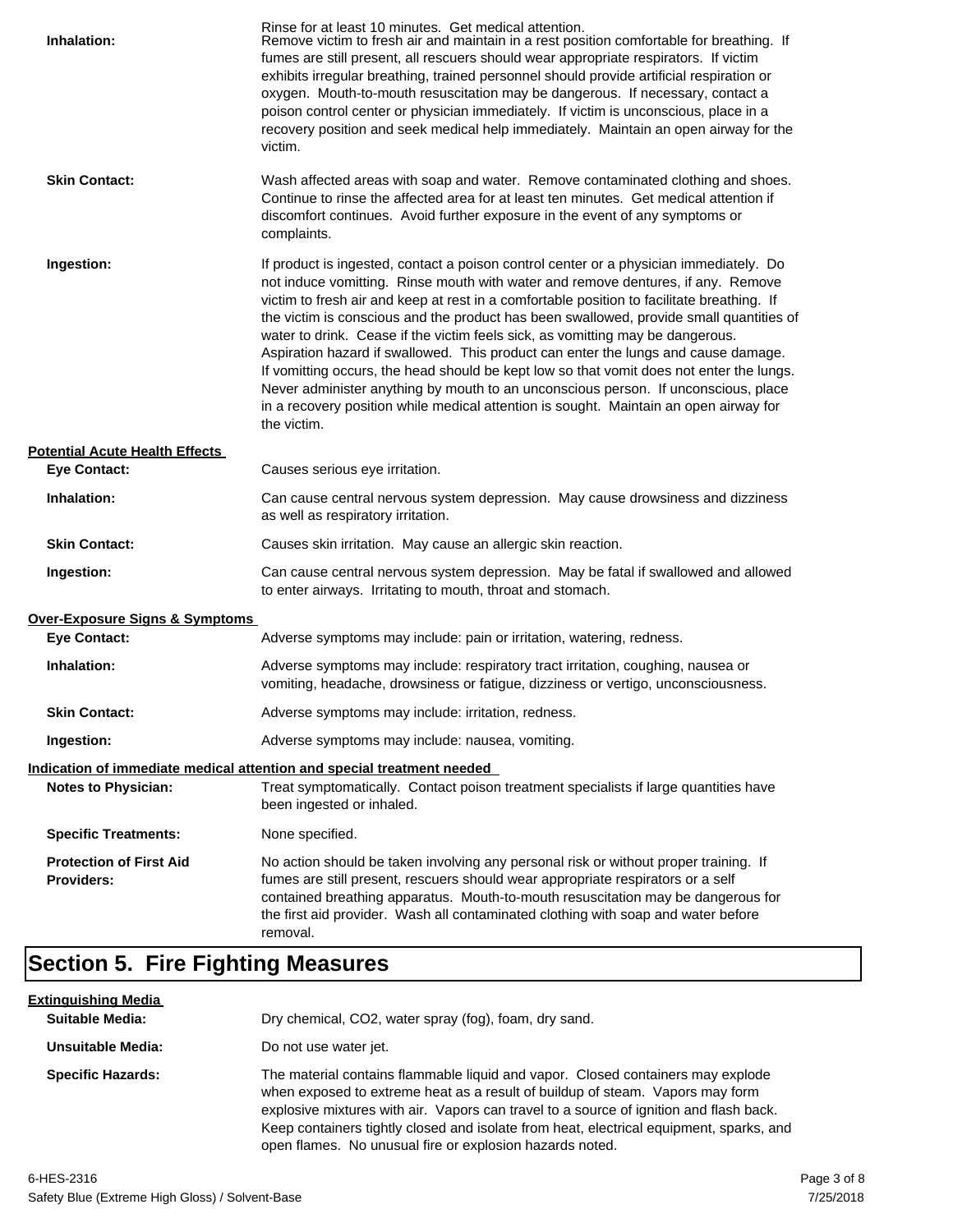Rinse for at least 10 minutes. Get medical attention.

**Inhalation:** Remove victim to fresh air and maintain in a rest position comfortable for breathing. If fumes are still present, all rescuers should wear appropriate respirators. If victim exhibits irregular breathing, trained personnel should provide artificial respiration or oxygen. Mouth-to-mouth resuscitation may be dangerous. If necessary, contact a poison control center or physician immediately. If victim is unconscious, place in a recovery position and seek medical help immediately. Maintain an open airway for the victim.

**Skin Contact:** Wash affected areas with soap and water. Remove contaminated clothing and shoes. Continue to rinse the affected area for at least ten minutes. Get medical attention if discomfort continues. Avoid further exposure in the event of any symptoms or complaints.

**Ingestion:** If product is ingested, contact a poison control center or a physician immediately. Do not induce vomitting. Rinse mouth with water and remove dentures, if any. Remove victim to fresh air and keep at rest in a comfortable position to facilitate breathing. If the victim is conscious and the product has been swallowed, provide small quantities of water to drink. Cease if the victim feels sick, as vomitting may be dangerous. Aspiration hazard if swallowed. This product can enter the lungs and cause damage. If vomitting occurs, the head should be kept low so that vomit does not enter the lungs. Never administer anything by mouth to an unconscious person. If unconscious, place in a recovery position while medical attention is sought. Maintain an open airway for the victim.

**Potential Acute Health Effects**

**Eye Contact:** Causes serious eye irritation.

**Inhalation:** Can cause central nervous system depression. May cause drowsiness and dizziness as well as respiratory irritation.

**Skin Contact:** Causes skin irritation. May cause an allergic skin reaction.

**Ingestion:** Can cause central nervous system depression. May be fatal if swallowed and allowed to enter airways. Irritating to mouth, throat and stomach.

**Over-Exposure Signs & Symptoms**

**Eye Contact:** Adverse symptoms may include: pain or irritation, watering, redness.

**Inhalation:** Adverse symptoms may include: respiratory tract irritation, coughing, nausea or vomiting, headache, drowsiness or fatigue, dizziness or vertigo, unconsciousness.

**Skin Contact:** Adverse symptoms may include: irritation, redness.

**Ingestion:** Adverse symptoms may include: nausea, vomiting.

**Indication of immediate medical attention and special treatment needed**

**Notes to Physician:** Treat symptomatically. Contact poison treatment specialists if large quantities have been ingested or inhaled.

**Specific Treatments:** None specified.

**Protection of First Aid Providers:** No action should be taken involving any personal risk or without proper training. If fumes are still present, rescuers should wear appropriate respirators or a self contained breathing apparatus. Mouth-to-mouth resuscitation may be dangerous for the first aid provider. Wash all contaminated clothing with soap and water before removal.

# Section 5. Fire Fighting Measures

**Extinguishing Media**

**Suitable Media:** Dry chemical, $CO_2$, water spray (fog), foam, dry sand.

**Unsuitable Media:** Do not use water jet.

**Specific Hazards:** The material contains flammable liquid and vapor. Closed containers may explode when exposed to extreme heat as a result of buildup of steam. Vapors may form explosive mixtures with air. Vapors can travel to a source of ignition and flash back. Keep containers tightly closed and isolate from heat, electrical equipment, sparks, and open flames. No unusual fire or explosion hazards noted.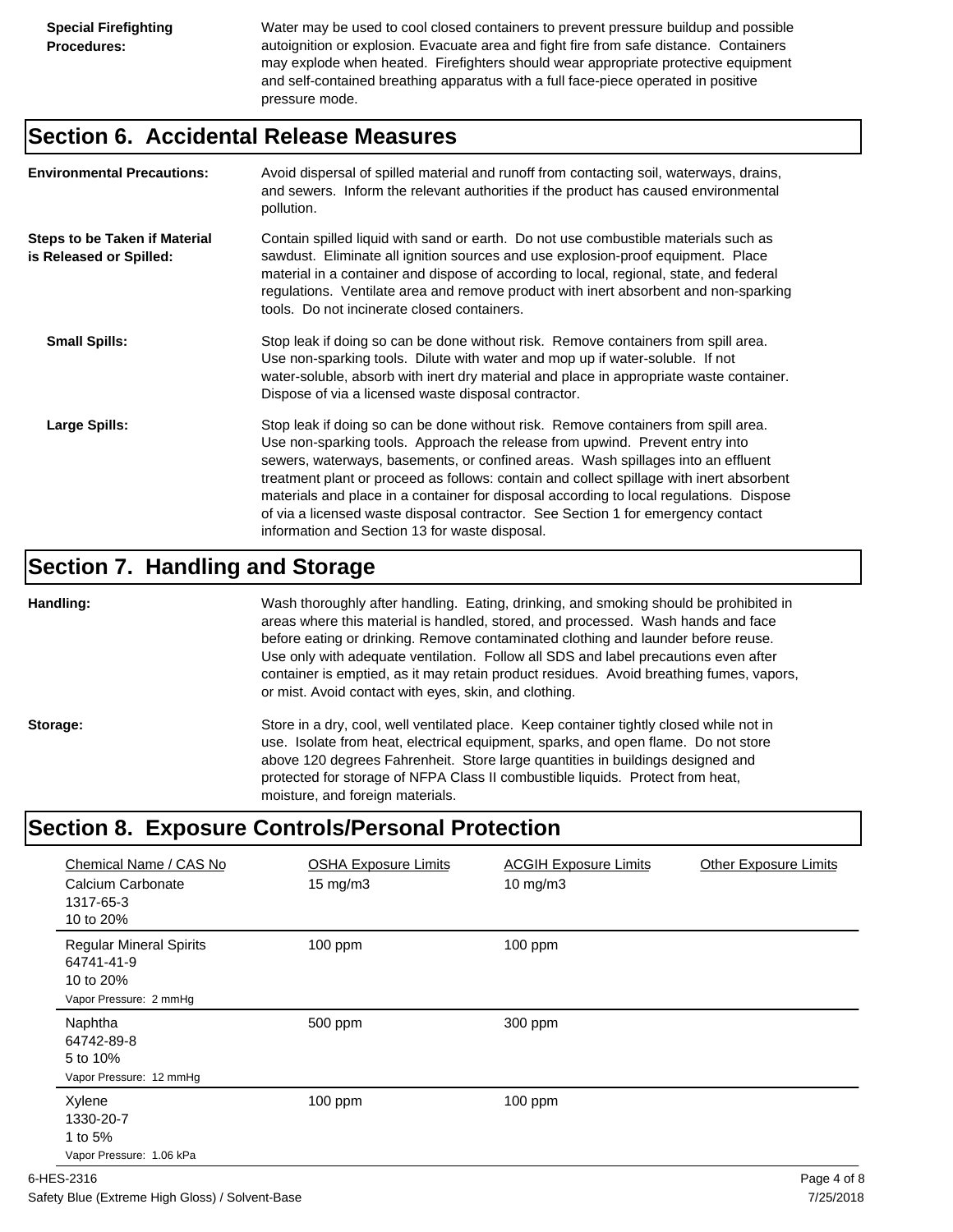**Special Firefighting Procedures:** Water may be used to cool closed containers to prevent pressure buildup and possible autoignition or explosion. Evacuate area and fight fire from safe distance. Containers may explode when heated. Firefighters should wear appropriate protective equipment and self-contained breathing apparatus with a full face-piece operated in positive pressure mode.

## Section 6. Accidental Release Measures

**Environmental Precautions:** Avoid dispersal of spilled material and runoff from contacting soil, waterways, drains, and sewers. Inform the relevant authorities if the product has caused environmental pollution.

**Steps to be Taken if Material is Released or Spilled:** Contain spilled liquid with sand or earth. Do not use combustible materials such as sawdust. Eliminate all ignition sources and use explosion-proof equipment. Place material in a container and dispose of according to local, regional, state, and federal regulations. Ventilate area and remove product with inert absorbent and non-sparking tools. Do not incinerate closed containers.

**Small Spills:** Stop leak if doing so can be done without risk. Remove containers from spill area. Use non-sparking tools. Dilute with water and mop up if water-soluble. If not water-soluble, absorb with inert dry material and place in appropriate waste container. Dispose of via a licensed waste disposal contractor.

**Large Spills:** Stop leak if doing so can be done without risk. Remove containers from spill area. Use non-sparking tools. Approach the release from upwind. Prevent entry into sewers, waterways, basements, or confined areas. Wash spillages into an effluent treatment plant or proceed as follows: contain and collect spillage with inert absorbent materials and place in a container for disposal according to local regulations. Dispose of via a licensed waste disposal contractor. See Section 1 for emergency contact information and Section 13 for waste disposal.

## Section 7. Handling and Storage

**Handling:** Wash thoroughly after handling. Eating, drinking, and smoking should be prohibited in areas where this material is handled, stored, and processed. Wash hands and face before eating or drinking. Remove contaminated clothing and launder before reuse. Use only with adequate ventilation. Follow all SDS and label precautions even after container is emptied, as it may retain product residues. Avoid breathing fumes, vapors, or mist. Avoid contact with eyes, skin, and clothing.

**Storage:** Store in a dry, cool, well ventilated place. Keep container tightly closed while not in use. Isolate from heat, electrical equipment, sparks, and open flame. Do not store above 120 degrees Fahrenheit. Store large quantities in buildings designed and protected for storage of NFPA Class II combustible liquids. Protect from heat, moisture, and foreign materials.

## Section 8. Exposure Controls/Personal Protection

| Chemical Name / CAS No | OSHA Exposure Limits | ACGIH Exposure Limits | Other Exposure Limits |
|---|---|---|---|
| Calcium Carbonate<br>1317-65-3<br>10 to 20% | 15 mg/m3 | 10 mg/m3 | |
| Regular Mineral Spirits<br>64741-41-9<br>10 to 20%<br>Vapor Pressure: 2 mmHg | 100 ppm | 100 ppm | |
| Naphtha<br>64742-89-8<br>5 to 10%<br>Vapor Pressure: 12 mmHg | 500 ppm | 300 ppm | |
| Xylene<br>1330-20-7<br>1 to 5%<br>Vapor Pressure: 1.06 kPa | 100 ppm | 100 ppm | |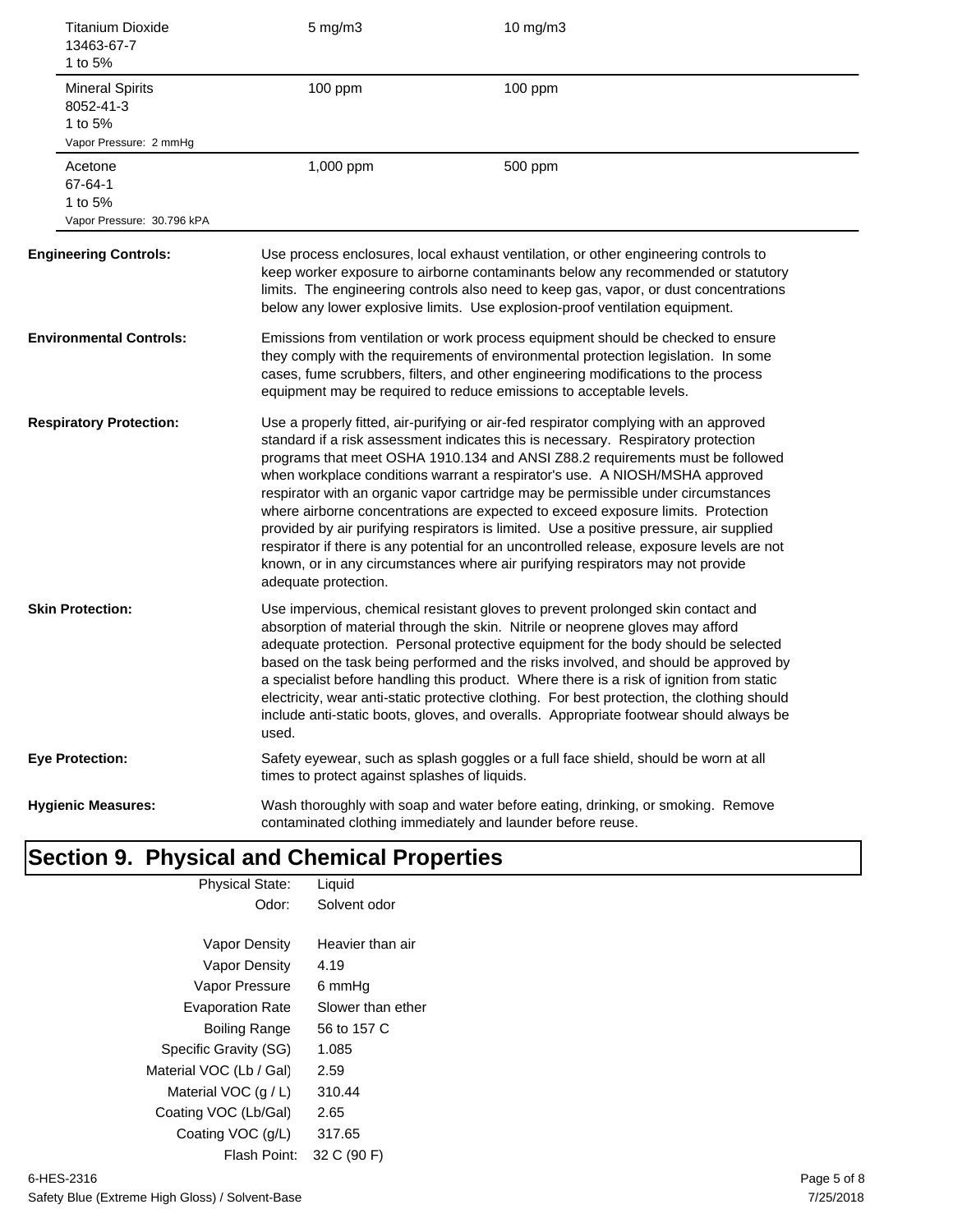| | | |
|---|---|---|
| Titanium Dioxide<br>13463-67-7<br>1 to 5% | 5 mg/m3 | 10 mg/m3 |
| Mineral Spirits<br>8052-41-3<br>1 to 5%<br>Vapor Pressure: 2 mmHg | 100 ppm | 100 ppm |
| Acetone<br>67-64-1<br>1 to 5%<br>Vapor Pressure: 30.796 kPA | 1,000 ppm | 500 ppm |

**Engineering Controls:** Use process enclosures, local exhaust ventilation, or other engineering controls to keep worker exposure to airborne contaminants below any recommended or statutory limits. The engineering controls also need to keep gas, vapor, or dust concentrations below any lower explosive limits. Use explosion-proof ventilation equipment.

**Environmental Controls:** Emissions from ventilation or work process equipment should be checked to ensure they comply with the requirements of environmental protection legislation. In some cases, fume scrubbers, filters, and other engineering modifications to the process equipment may be required to reduce emissions to acceptable levels.

**Respiratory Protection:** Use a properly fitted, air-purifying or air-fed respirator complying with an approved standard if a risk assessment indicates this is necessary. Respiratory protection programs that meet OSHA 1910.134 and ANSI Z88.2 requirements must be followed when workplace conditions warrant a respirator's use. A NIOSH/MSHA approved respirator with an organic vapor cartridge may be permissible under circumstances where airborne concentrations are expected to exceed exposure limits. Protection provided by air purifying respirators is limited. Use a positive pressure, air supplied respirator if there is any potential for an uncontrolled release, exposure levels are not known, or in any circumstances where air purifying respirators may not provide adequate protection.

**Skin Protection:** Use impervious, chemical resistant gloves to prevent prolonged skin contact and absorption of material through the skin. Nitrile or neoprene gloves may afford adequate protection. Personal protective equipment for the body should be selected based on the task being performed and the risks involved, and should be approved by a specialist before handling this product. Where there is a risk of ignition from static electricity, wear anti-static protective clothing. For best protection, the clothing should include anti-static boots, gloves, and overalls. Appropriate footwear should always be used.

**Eye Protection:** Safety eyewear, such as splash goggles or a full face shield, should be worn at all times to protect against splashes of liquids.

**Hygienic Measures:** Wash thoroughly with soap and water before eating, drinking, or smoking. Remove contaminated clothing immediately and launder before reuse.

## Section 9. Physical and Chemical Properties

| | |
|---|---|
| Physical State: | Liquid |
| Odor: | Solvent odor |
| Vapor Density | Heavier than air |
| Vapor Density | 4.19 |
| Vapor Pressure | 6 mmHg |
| Evaporation Rate | Slower than ether |
| Boiling Range | 56 to 157 C |
| Specific Gravity (SG) | 1.085 |
| Material VOC (Lb / Gal) | 2.59 |
| Material VOC (g / L) | 310.44 |
| Coating VOC (Lb/Gal) | 2.65 |
| Coating VOC (g/L) | 317.65 |
| Flash Point: | 32 C (90 F) |

6-HES-2316
Safety Blue (Extreme High Gloss) / Solvent-Base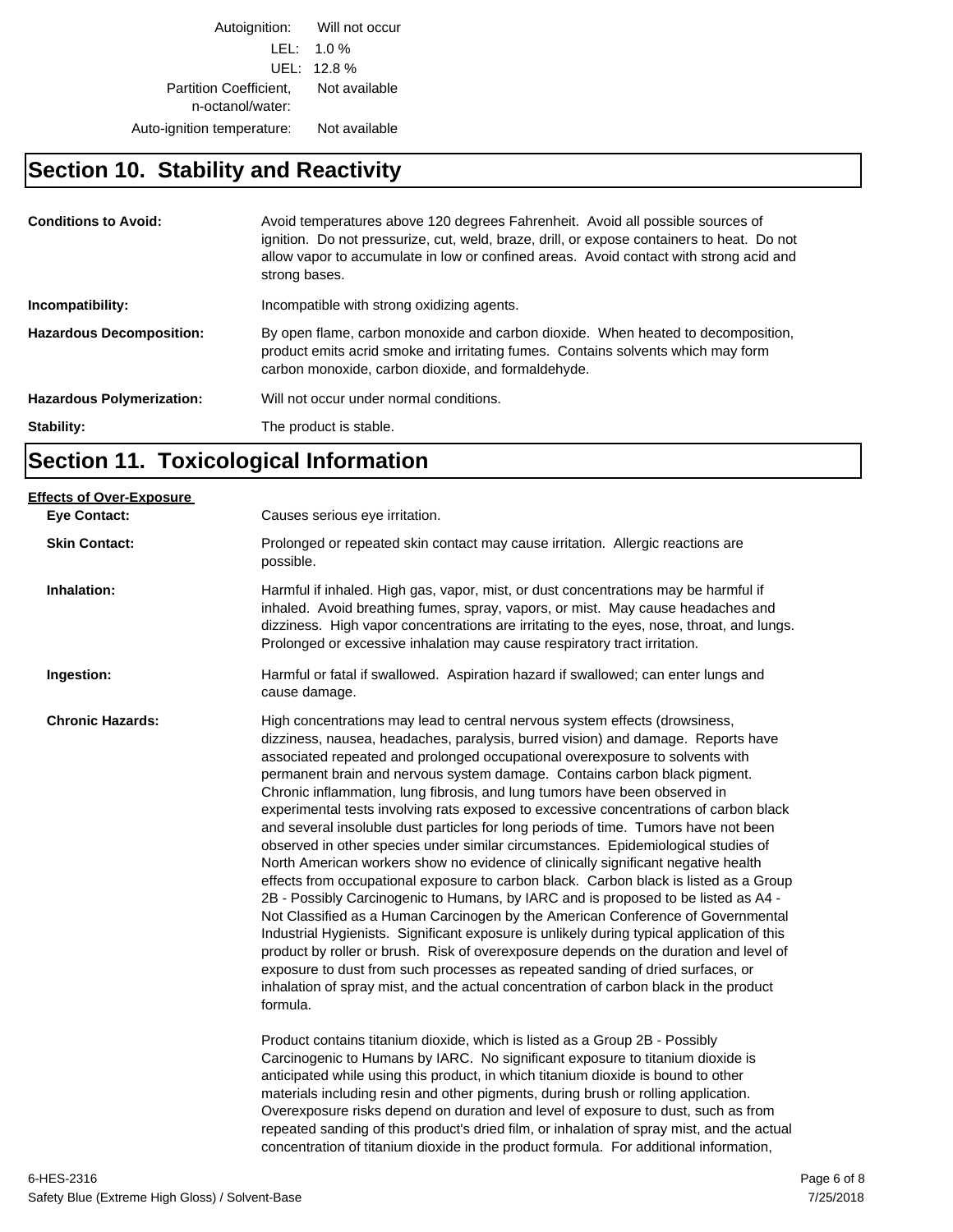| | |
|---|---|
| Autoignition: | Will not occur |
| LEL: | 1.0 % |
| UEL: | 12.8 % |
| Partition Coefficient, n-octanol/water: | Not available |
| Auto-ignition temperature: | Not available |

## Section 10. Stability and Reactivity

**Conditions to Avoid:** Avoid temperatures above 120 degrees Fahrenheit. Avoid all possible sources of ignition. Do not pressurize, cut, weld, braze, drill, or expose containers to heat. Do not allow vapor to accumulate in low or confined areas. Avoid contact with strong acid and strong bases.

**Incompatibility:** Incompatible with strong oxidizing agents.

**Hazardous Decomposition:** By open flame, carbon monoxide and carbon dioxide. When heated to decomposition, product emits acrid smoke and irritating fumes. Contains solvents which may form carbon monoxide, carbon dioxide, and formaldehyde.

**Hazardous Polymerization:** Will not occur under normal conditions.

**Stability:** The product is stable.

## Section 11. Toxicological Information

**Effects of Over-Exposure**

**Eye Contact:** Causes serious eye irritation.

**Skin Contact:** Prolonged or repeated skin contact may cause irritation. Allergic reactions are possible.

**Inhalation:** Harmful if inhaled. High gas, vapor, mist, or dust concentrations may be harmful if inhaled. Avoid breathing fumes, spray, vapors, or mist. May cause headaches and dizziness. High vapor concentrations are irritating to the eyes, nose, throat, and lungs. Prolonged or excessive inhalation may cause respiratory tract irritation.

**Ingestion:** Harmful or fatal if swallowed. Aspiration hazard if swallowed; can enter lungs and cause damage.

**Chronic Hazards:** High concentrations may lead to central nervous system effects (drowsiness, dizziness, nausea, headaches, paralysis, burred vision) and damage. Reports have associated repeated and prolonged occupational overexposure to solvents with permanent brain and nervous system damage. Contains carbon black pigment. Chronic inflammation, lung fibrosis, and lung tumors have been observed in experimental tests involving rats exposed to excessive concentrations of carbon black and several insoluble dust particles for long periods of time. Tumors have not been observed in other species under similar circumstances. Epidemiological studies of North American workers show no evidence of clinically significant negative health effects from occupational exposure to carbon black. Carbon black is listed as a Group 2B - Possibly Carcinogenic to Humans, by IARC and is proposed to be listed as A4 - Not Classified as a Human Carcinogen by the American Conference of Governmental Industrial Hygienists. Significant exposure is unlikely during typical application of this product by roller or brush. Risk of overexposure depends on the duration and level of exposure to dust from such processes as repeated sanding of dried surfaces, or inhalation of spray mist, and the actual concentration of carbon black in the product formula.

Product contains titanium dioxide, which is listed as a Group 2B - Possibly Carcinogenic to Humans by IARC. No significant exposure to titanium dioxide is anticipated while using this product, in which titanium dioxide is bound to other materials including resin and other pigments, during brush or rolling application. Overexposure risks depend on duration and level of exposure to dust, such as from repeated sanding of this product's dried film, or inhalation of spray mist, and the actual concentration of titanium dioxide in the product formula. For additional information,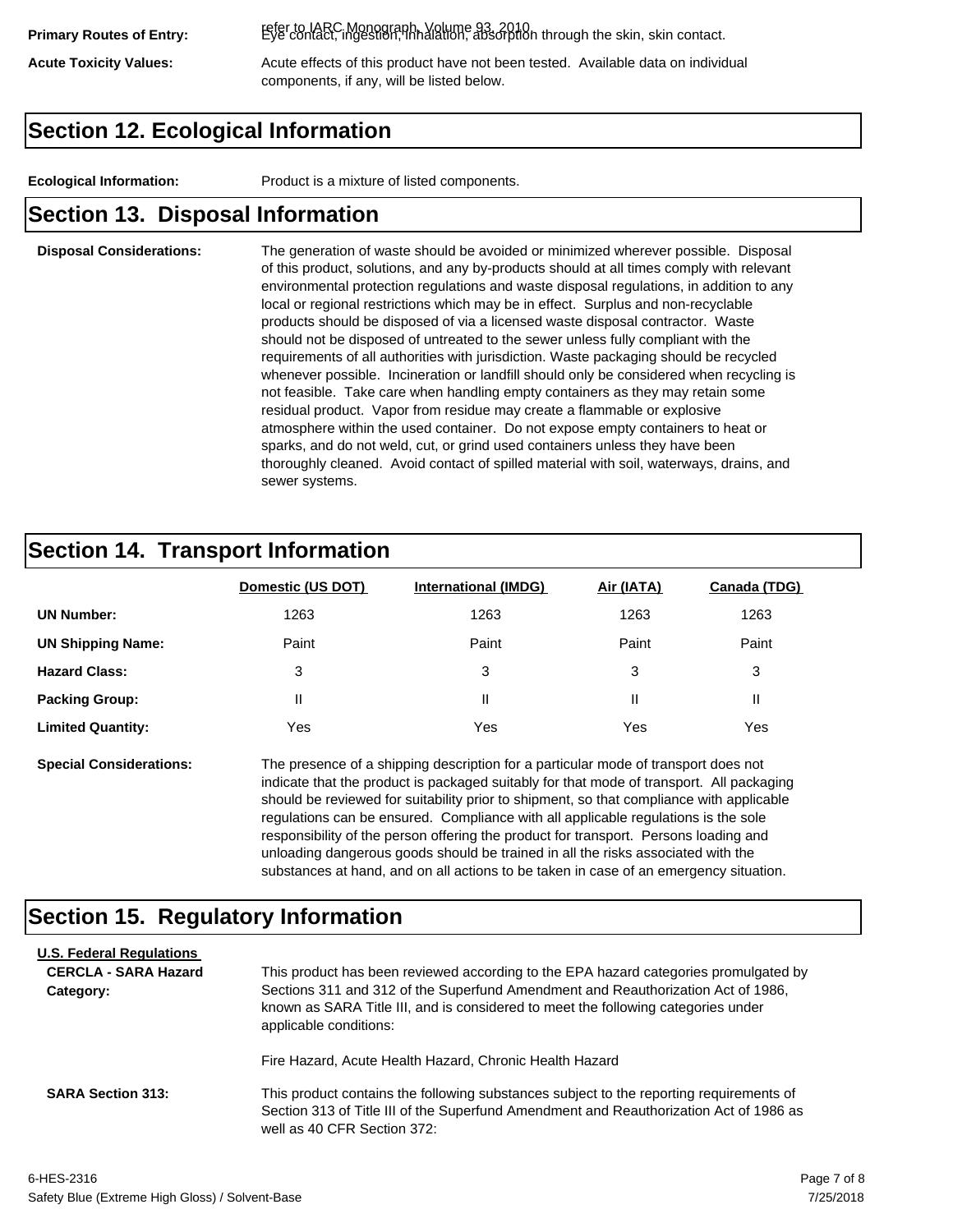**Primary Routes of Entry:** refer to IARC Monograph, Volume 93, 2010 Eye contact, ingestion, inhalation, absorption through the skin, skin contact.

**Acute Toxicity Values:** Acute effects of this product have not been tested. Available data on individual components, if any, will be listed below.

## Section 12. Ecological Information

**Ecological Information:** Product is a mixture of listed components.

## Section 13. Disposal Information

**Disposal Considerations:** The generation of waste should be avoided or minimized wherever possible. Disposal of this product, solutions, and any by-products should at all times comply with relevant environmental protection regulations and waste disposal regulations, in addition to any local or regional restrictions which may be in effect. Surplus and non-recyclable products should be disposed of via a licensed waste disposal contractor. Waste should not be disposed of untreated to the sewer unless fully compliant with the requirements of all authorities with jurisdiction. Waste packaging should be recycled whenever possible. Incineration or landfill should only be considered when recycling is not feasible. Take care when handling empty containers as they may retain some residual product. Vapor from residue may create a flammable or explosive atmosphere within the used container. Do not expose empty containers to heat or sparks, and do not weld, cut, or grind used containers unless they have been thoroughly cleaned. Avoid contact of spilled material with soil, waterways, drains, and sewer systems.

## Section 14. Transport Information

| | Domestic (US DOT) | International (IMDG) | Air (IATA) | Canada (TDG) |
|---|---|---|---|---|
| **UN Number:** | 1263 | 1263 | 1263 | 1263 |
| **UN Shipping Name:** | Paint | Paint | Paint | Paint |
| **Hazard Class:** | 3 | 3 | 3 | 3 |
| **Packing Group:** | II | II | II | II |
| **Limited Quantity:** | Yes | Yes | Yes | Yes |

**Special Considerations:** The presence of a shipping description for a particular mode of transport does not indicate that the product is packaged suitably for that mode of transport. All packaging should be reviewed for suitability prior to shipment, so that compliance with applicable regulations can be ensured. Compliance with all applicable regulations is the sole responsibility of the person offering the product for transport. Persons loading and unloading dangerous goods should be trained in all the risks associated with the substances at hand, and on all actions to be taken in case of an emergency situation.

## Section 15. Regulatory Information

**U.S. Federal Regulations**

**CERCLA - SARA Hazard Category:** This product has been reviewed according to the EPA hazard categories promulgated by Sections 311 and 312 of the Superfund Amendment and Reauthorization Act of 1986, known as SARA Title III, and is considered to meet the following categories under applicable conditions:

Fire Hazard, Acute Health Hazard, Chronic Health Hazard

**SARA Section 313:** This product contains the following substances subject to the reporting requirements of Section 313 of Title III of the Superfund Amendment and Reauthorization Act of 1986 as well as 40 CFR Section 372:

6-HES-2316
Safety Blue (Extreme High Gloss) / Solvent-Base
7/25/2018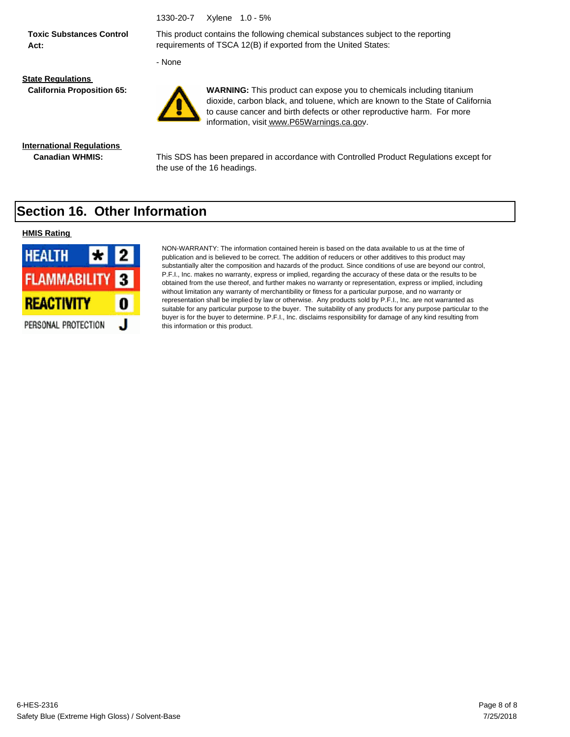1330-20-7 Xylene 1.0 - 5%

**Toxic Substances Control Act:**

This product contains the following chemical substances subject to the reporting requirements of TSCA 12(B) if exported from the United States:

- None

**State Regulations**

**California Proposition 65:**

**WARNING:** This product can expose you to chemicals including titanium dioxide, carbon black, and toluene, which are known to the State of California to cause cancer and birth defects or other reproductive harm. For more information, visit www.P65Warnings.ca.gov.

**International Regulations**

**Canadian WHMIS:**

This SDS has been prepared in accordance with Controlled Product Regulations except for the use of the 16 headings.

## Section 16. Other Information

**HMIS Rating**

| | | |
|---|---|---|
| HEALTH | * | 2 |
| FLAMMABILITY | | 3 |
| REACTIVITY | | 0 |
| PERSONAL PROTECTION | | J |

NON-WARRANTY: The information contained herein is based on the data available to us at the time of publication and is believed to be correct. The addition of reducers or other additives to this product may substantially alter the composition and hazards of the product. Since conditions of use are beyond our control, P.F.I., Inc. makes no warranty, express or implied, regarding the accuracy of these data or the results to be obtained from the use thereof, and further makes no warranty or representation, express or implied, including without limitation any warranty of merchantibility or fitness for a particular purpose, and no warranty or representation shall be implied by law or otherwise. Any products sold by P.F.I., Inc. are not warranted as suitable for any particular purpose to the buyer. The suitability of any products for any purpose particular to the buyer is for the buyer to determine. P.F.I., Inc. disclaims responsibility for damage of any kind resulting from this information or this product.